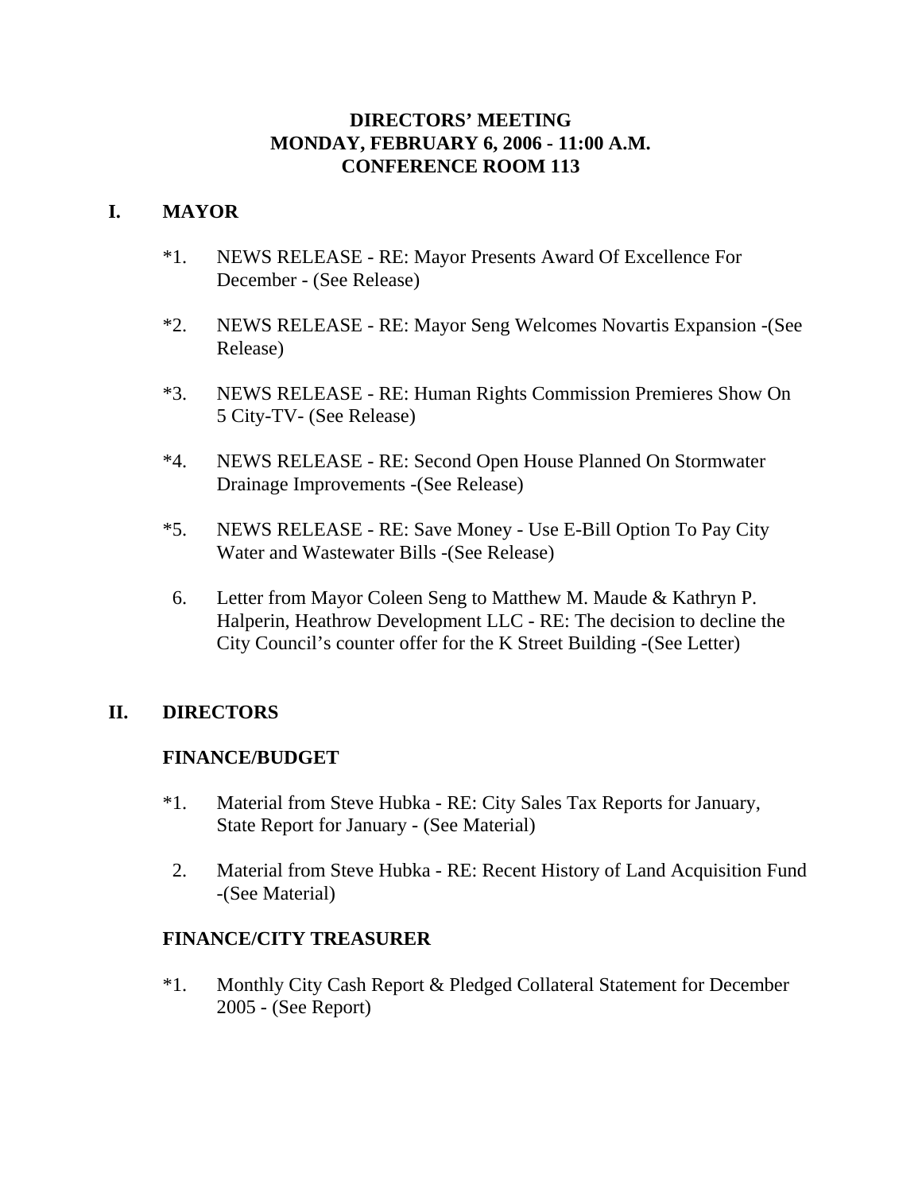# DIRECTORS' MEETING
# MONDAY, FEBRUARY 6, 2006 - 11:00 A.M.
# CONFERENCE ROOM 113

## I. MAYOR

*1. NEWS RELEASE - RE: Mayor Presents Award Of Excellence For December - (See Release)

*2. NEWS RELEASE - RE: Mayor Seng Welcomes Novartis Expansion -(See Release)

*3. NEWS RELEASE - RE: Human Rights Commission Premieres Show On 5 City-TV- (See Release)

*4. NEWS RELEASE - RE: Second Open House Planned On Stormwater Drainage Improvements -(See Release)

*5. NEWS RELEASE - RE: Save Money - Use E-Bill Option To Pay City Water and Wastewater Bills -(See Release)

6. Letter from Mayor Coleen Seng to Matthew M. Maude & Kathryn P. Halperin, Heathrow Development LLC - RE: The decision to decline the City Council's counter offer for the K Street Building -(See Letter)

## II. DIRECTORS

### FINANCE/BUDGET

*1. Material from Steve Hubka - RE: City Sales Tax Reports for January, State Report for January - (See Material)

2. Material from Steve Hubka - RE: Recent History of Land Acquisition Fund -(See Material)

### FINANCE/CITY TREASURER

*1. Monthly City Cash Report & Pledged Collateral Statement for December 2005 - (See Report)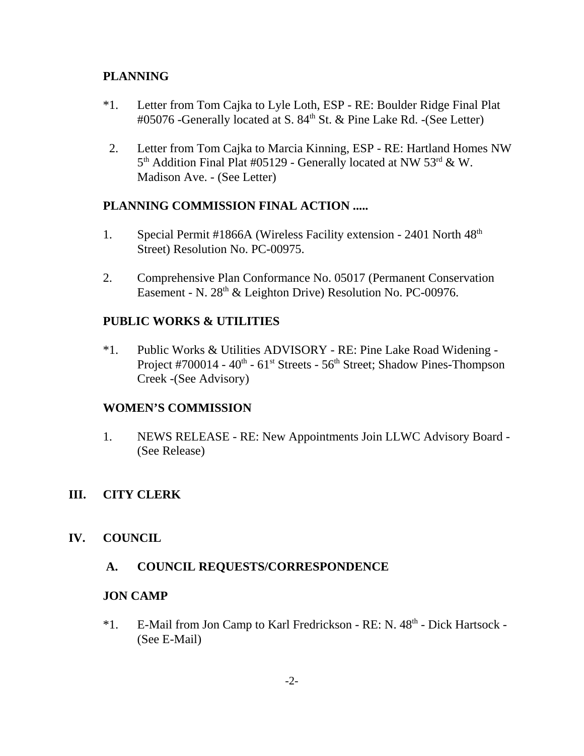**PLANNING**

*1. Letter from Tom Cajka to Lyle Loth, ESP - RE: Boulder Ridge Final Plat #05076 -Generally located at S. 84th St. & Pine Lake Rd. -(See Letter)

2. Letter from Tom Cajka to Marcia Kinning, ESP - RE: Hartland Homes NW 5th Addition Final Plat #05129 - Generally located at NW 53rd & W. Madison Ave. - (See Letter)

**PLANNING COMMISSION FINAL ACTION .....**

1. Special Permit #1866A (Wireless Facility extension - 2401 North 48th Street) Resolution No. PC-00975.

2. Comprehensive Plan Conformance No. 05017 (Permanent Conservation Easement - N. 28th & Leighton Drive) Resolution No. PC-00976.

**PUBLIC WORKS & UTILITIES**

*1. Public Works & Utilities ADVISORY - RE: Pine Lake Road Widening - Project #700014 - 40th - 61st Streets - 56th Street; Shadow Pines-Thompson Creek -(See Advisory)

**WOMEN'S COMMISSION**

1. NEWS RELEASE - RE: New Appointments Join LLWC Advisory Board - (See Release)

## III. CITY CLERK

## IV. COUNCIL

### A. COUNCIL REQUESTS/CORRESPONDENCE

**JON CAMP**

*1. E-Mail from Jon Camp to Karl Fredrickson - RE: N. 48th - Dick Hartsock - (See E-Mail)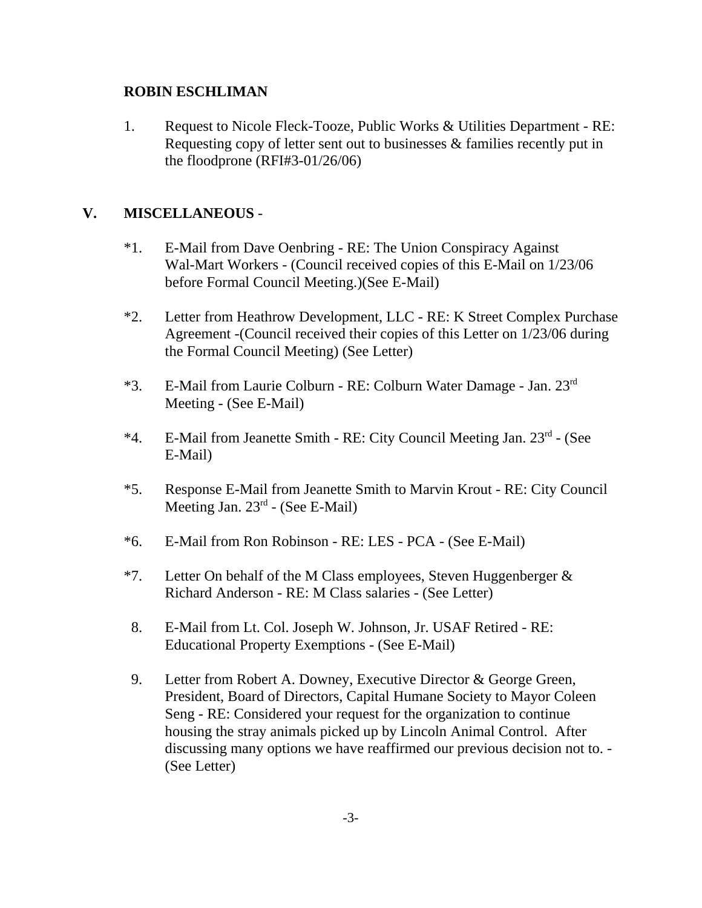**ROBIN ESCHLIMAN**

1. Request to Nicole Fleck-Tooze, Public Works & Utilities Department - RE: Requesting copy of letter sent out to businesses & families recently put in the floodprone (RFI#3-01/26/06)

## V. MISCELLANEOUS -

*1. E-Mail from Dave Oenbring - RE: The Union Conspiracy Against Wal-Mart Workers - (Council received copies of this E-Mail on 1/23/06 before Formal Council Meeting.)(See E-Mail)

*2. Letter from Heathrow Development, LLC - RE: K Street Complex Purchase Agreement -(Council received their copies of this Letter on 1/23/06 during the Formal Council Meeting) (See Letter)

*3. E-Mail from Laurie Colburn - RE: Colburn Water Damage - Jan. 23rd Meeting - (See E-Mail)

*4. E-Mail from Jeanette Smith - RE: City Council Meeting Jan. 23rd - (See E-Mail)

*5. Response E-Mail from Jeanette Smith to Marvin Krout - RE: City Council Meeting Jan. 23rd - (See E-Mail)

*6. E-Mail from Ron Robinson - RE: LES - PCA - (See E-Mail)

*7. Letter On behalf of the M Class employees, Steven Huggenberger & Richard Anderson - RE: M Class salaries - (See Letter)

8. E-Mail from Lt. Col. Joseph W. Johnson, Jr. USAF Retired - RE: Educational Property Exemptions - (See E-Mail)

9. Letter from Robert A. Downey, Executive Director & George Green, President, Board of Directors, Capital Humane Society to Mayor Coleen Seng - RE: Considered your request for the organization to continue housing the stray animals picked up by Lincoln Animal Control. After discussing many options we have reaffirmed our previous decision not to. - (See Letter)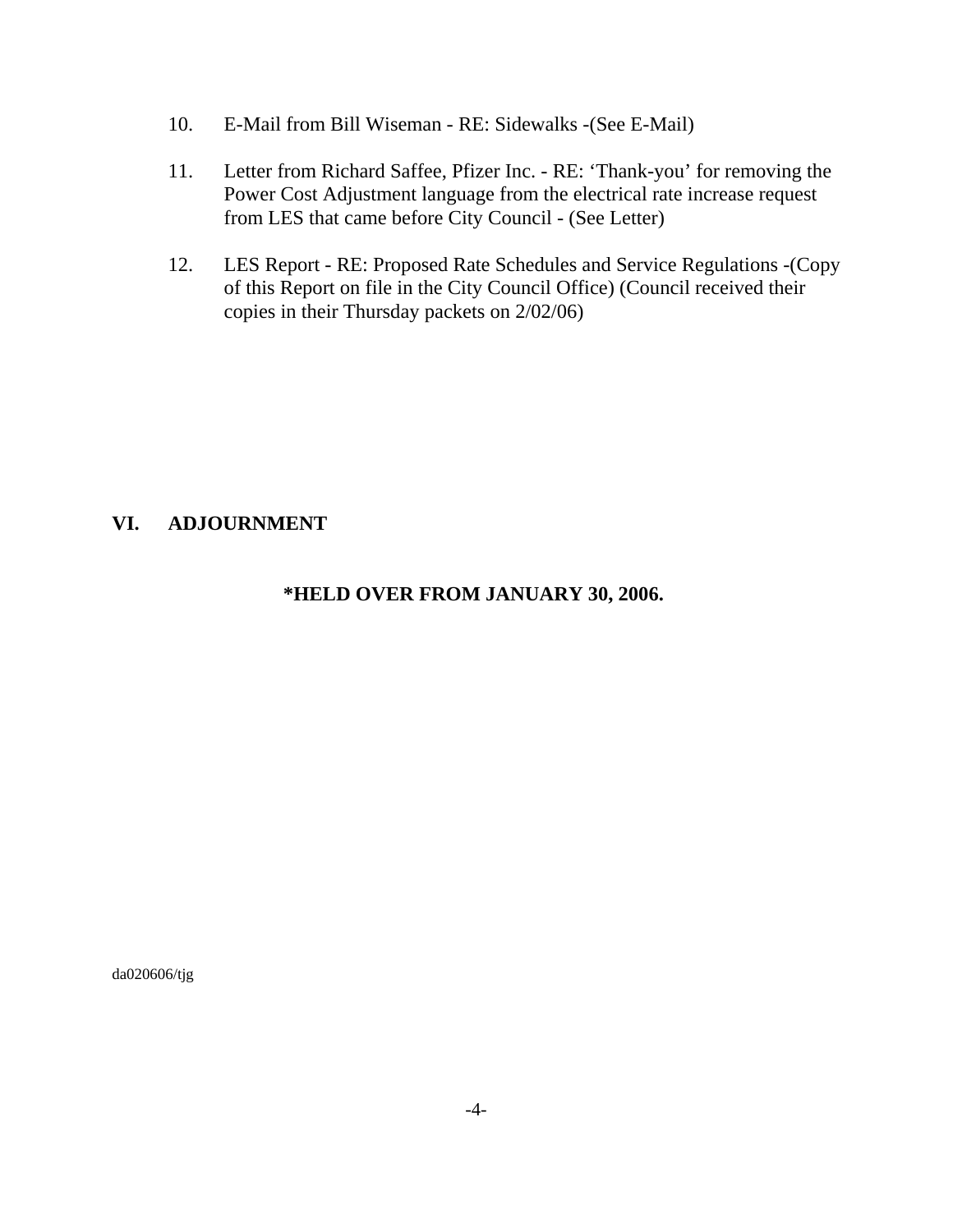10. E-Mail from Bill Wiseman - RE: Sidewalks -(See E-Mail)

11. Letter from Richard Saffee, Pfizer Inc. - RE: 'Thank-you' for removing the Power Cost Adjustment language from the electrical rate increase request from LES that came before City Council - (See Letter)

12. LES Report - RE: Proposed Rate Schedules and Service Regulations -(Copy of this Report on file in the City Council Office) (Council received their copies in their Thursday packets on 2/02/06)

## VI. ADJOURNMENT

**\*HELD OVER FROM JANUARY 30, 2006.**

da020606/tjg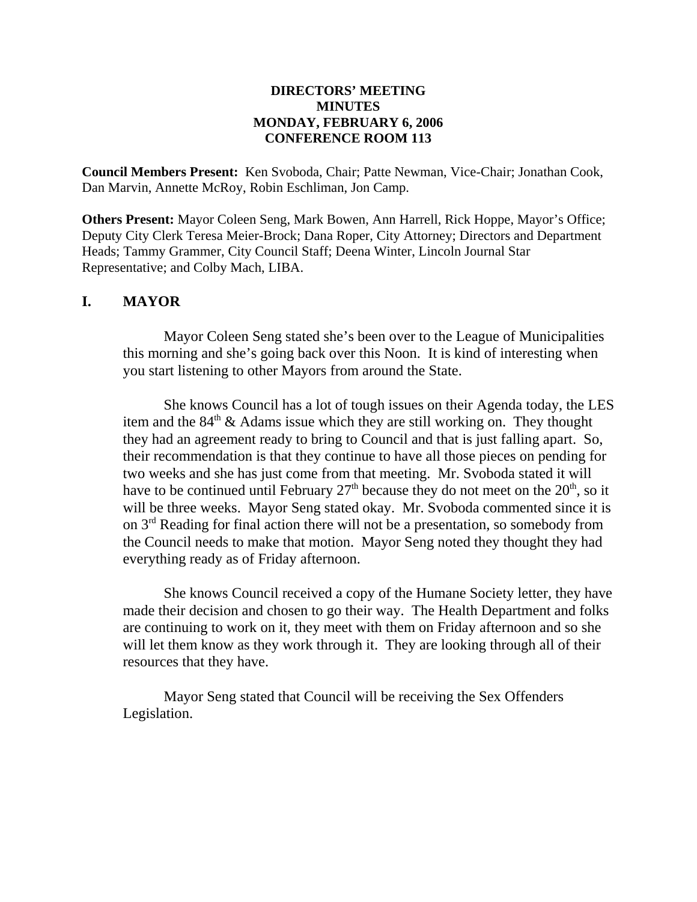**DIRECTORS' MEETING**
**MINUTES**
**MONDAY, FEBRUARY 6, 2006**
**CONFERENCE ROOM 113**

**Council Members Present:** Ken Svoboda, Chair; Patte Newman, Vice-Chair; Jonathan Cook, Dan Marvin, Annette McRoy, Robin Eschliman, Jon Camp.

**Others Present:** Mayor Coleen Seng, Mark Bowen, Ann Harrell, Rick Hoppe, Mayor's Office; Deputy City Clerk Teresa Meier-Brock; Dana Roper, City Attorney; Directors and Department Heads; Tammy Grammer, City Council Staff; Deena Winter, Lincoln Journal Star Representative; and Colby Mach, LIBA.

## I. MAYOR

Mayor Coleen Seng stated she's been over to the League of Municipalities this morning and she's going back over this Noon. It is kind of interesting when you start listening to other Mayors from around the State.

She knows Council has a lot of tough issues on their Agenda today, the LES item and the 84th & Adams issue which they are still working on. They thought they had an agreement ready to bring to Council and that is just falling apart. So, their recommendation is that they continue to have all those pieces on pending for two weeks and she has just come from that meeting. Mr. Svoboda stated it will have to be continued until February 27th because they do not meet on the 20th, so it will be three weeks. Mayor Seng stated okay. Mr. Svoboda commented since it is on 3rd Reading for final action there will not be a presentation, so somebody from the Council needs to make that motion. Mayor Seng noted they thought they had everything ready as of Friday afternoon.

She knows Council received a copy of the Humane Society letter, they have made their decision and chosen to go their way. The Health Department and folks are continuing to work on it, they meet with them on Friday afternoon and so she will let them know as they work through it. They are looking through all of their resources that they have.

Mayor Seng stated that Council will be receiving the Sex Offenders Legislation.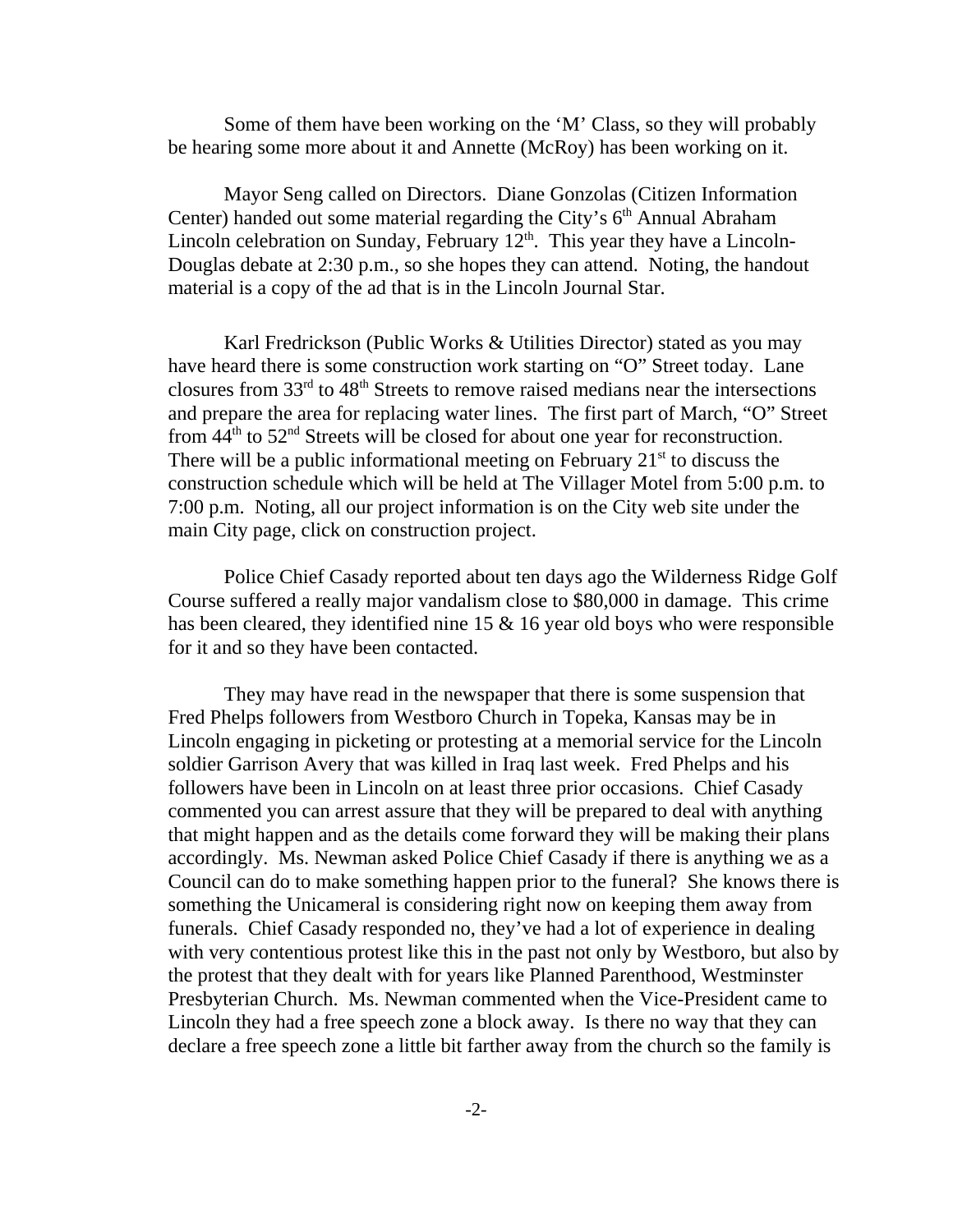Some of them have been working on the 'M' Class, so they will probably be hearing some more about it and Annette (McRoy) has been working on it.

Mayor Seng called on Directors. Diane Gonzolas (Citizen Information Center) handed out some material regarding the City's 6th Annual Abraham Lincoln celebration on Sunday, February 12th. This year they have a Lincoln-Douglas debate at 2:30 p.m., so she hopes they can attend. Noting, the handout material is a copy of the ad that is in the Lincoln Journal Star.

Karl Fredrickson (Public Works & Utilities Director) stated as you may have heard there is some construction work starting on "O" Street today. Lane closures from 33rd to 48th Streets to remove raised medians near the intersections and prepare the area for replacing water lines. The first part of March, "O" Street from 44th to 52nd Streets will be closed for about one year for reconstruction. There will be a public informational meeting on February 21st to discuss the construction schedule which will be held at The Villager Motel from 5:00 p.m. to 7:00 p.m. Noting, all our project information is on the City web site under the main City page, click on construction project.

Police Chief Casady reported about ten days ago the Wilderness Ridge Golf Course suffered a really major vandalism close to $80,000 in damage. This crime has been cleared, they identified nine 15 & 16 year old boys who were responsible for it and so they have been contacted.

They may have read in the newspaper that there is some suspension that Fred Phelps followers from Westboro Church in Topeka, Kansas may be in Lincoln engaging in picketing or protesting at a memorial service for the Lincoln soldier Garrison Avery that was killed in Iraq last week. Fred Phelps and his followers have been in Lincoln on at least three prior occasions. Chief Casady commented you can arrest assure that they will be prepared to deal with anything that might happen and as the details come forward they will be making their plans accordingly. Ms. Newman asked Police Chief Casady if there is anything we as a Council can do to make something happen prior to the funeral? She knows there is something the Unicameral is considering right now on keeping them away from funerals. Chief Casady responded no, they've had a lot of experience in dealing with very contentious protest like this in the past not only by Westboro, but also by the protest that they dealt with for years like Planned Parenthood, Westminster Presbyterian Church. Ms. Newman commented when the Vice-President came to Lincoln they had a free speech zone a block away. Is there no way that they can declare a free speech zone a little bit farther away from the church so the family is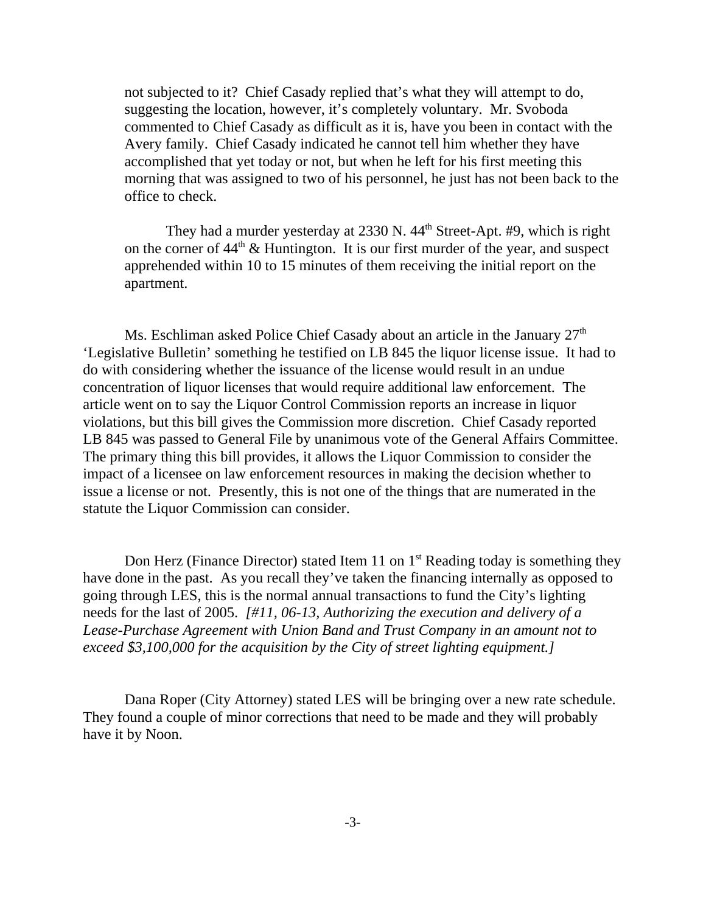not subjected to it? Chief Casady replied that's what they will attempt to do, suggesting the location, however, it's completely voluntary. Mr. Svoboda commented to Chief Casady as difficult as it is, have you been in contact with the Avery family. Chief Casady indicated he cannot tell him whether they have accomplished that yet today or not, but when he left for his first meeting this morning that was assigned to two of his personnel, he just has not been back to the office to check.

They had a murder yesterday at 2330 N. 44th Street-Apt. #9, which is right on the corner of 44th & Huntington. It is our first murder of the year, and suspect apprehended within 10 to 15 minutes of them receiving the initial report on the apartment.

Ms. Eschliman asked Police Chief Casady about an article in the January 27th 'Legislative Bulletin' something he testified on LB 845 the liquor license issue. It had to do with considering whether the issuance of the license would result in an undue concentration of liquor licenses that would require additional law enforcement. The article went on to say the Liquor Control Commission reports an increase in liquor violations, but this bill gives the Commission more discretion. Chief Casady reported LB 845 was passed to General File by unanimous vote of the General Affairs Committee. The primary thing this bill provides, it allows the Liquor Commission to consider the impact of a licensee on law enforcement resources in making the decision whether to issue a license or not. Presently, this is not one of the things that are numerated in the statute the Liquor Commission can consider.

Don Herz (Finance Director) stated Item 11 on 1st Reading today is something they have done in the past. As you recall they've taken the financing internally as opposed to going through LES, this is the normal annual transactions to fund the City's lighting needs for the last of 2005. *[#11, 06-13, Authorizing the execution and delivery of a Lease-Purchase Agreement with Union Band and Trust Company in an amount not to exceed $3,100,000 for the acquisition by the City of street lighting equipment.]*

Dana Roper (City Attorney) stated LES will be bringing over a new rate schedule. They found a couple of minor corrections that need to be made and they will probably have it by Noon.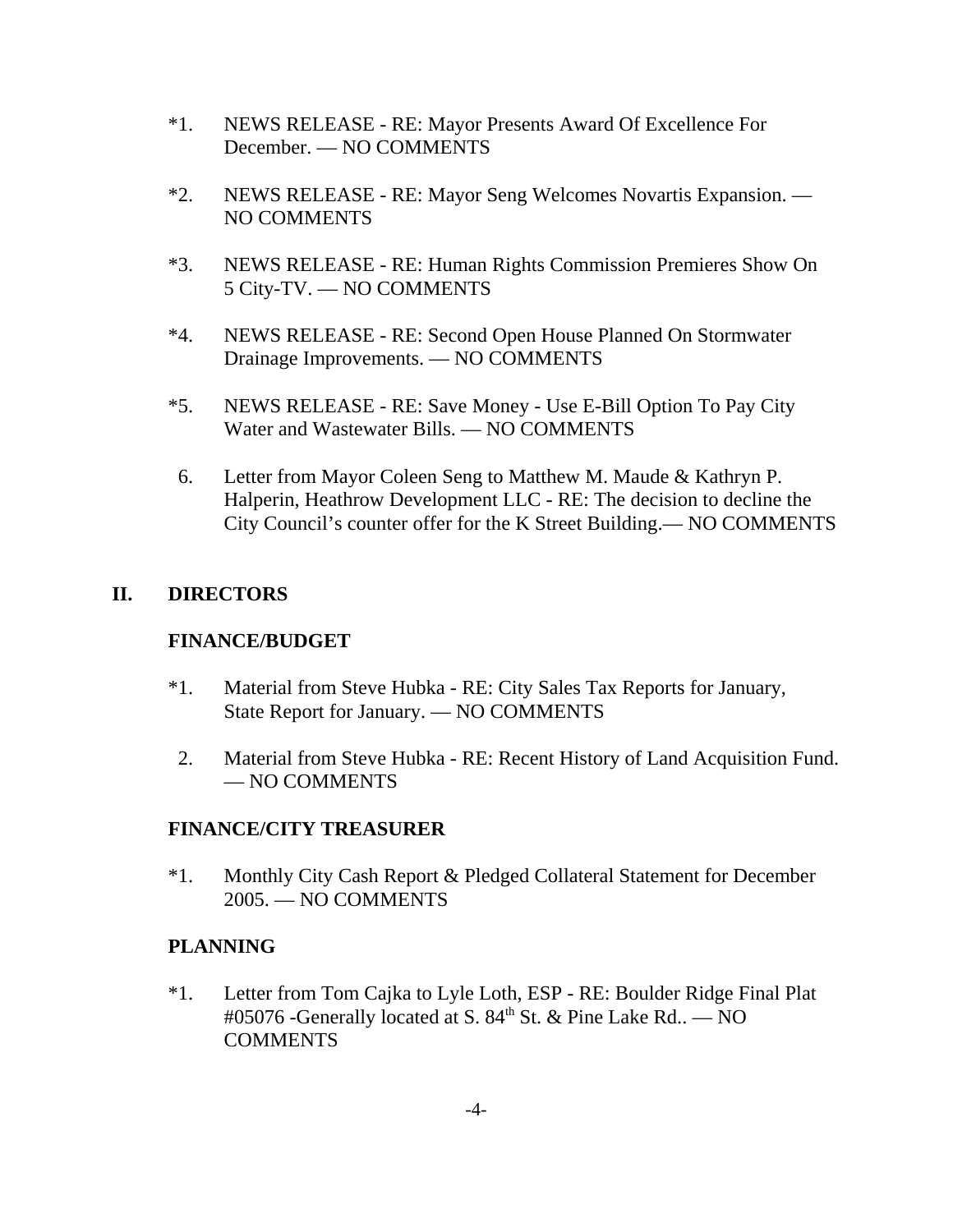*1. NEWS RELEASE - RE: Mayor Presents Award Of Excellence For December. — NO COMMENTS

*2. NEWS RELEASE - RE: Mayor Seng Welcomes Novartis Expansion. — NO COMMENTS

*3. NEWS RELEASE - RE: Human Rights Commission Premieres Show On 5 City-TV. — NO COMMENTS

*4. NEWS RELEASE - RE: Second Open House Planned On Stormwater Drainage Improvements. — NO COMMENTS

*5. NEWS RELEASE - RE: Save Money - Use E-Bill Option To Pay City Water and Wastewater Bills. — NO COMMENTS

6. Letter from Mayor Coleen Seng to Matthew M. Maude & Kathryn P. Halperin, Heathrow Development LLC - RE: The decision to decline the City Council's counter offer for the K Street Building.— NO COMMENTS

## II. DIRECTORS

### FINANCE/BUDGET

*1. Material from Steve Hubka - RE: City Sales Tax Reports for January, State Report for January. — NO COMMENTS

2. Material from Steve Hubka - RE: Recent History of Land Acquisition Fund. — NO COMMENTS

### FINANCE/CITY TREASURER

*1. Monthly City Cash Report & Pledged Collateral Statement for December 2005. — NO COMMENTS

### PLANNING

*1. Letter from Tom Cajka to Lyle Loth, ESP - RE: Boulder Ridge Final Plat #05076 -Generally located at S. 84th St. & Pine Lake Rd.. — NO COMMENTS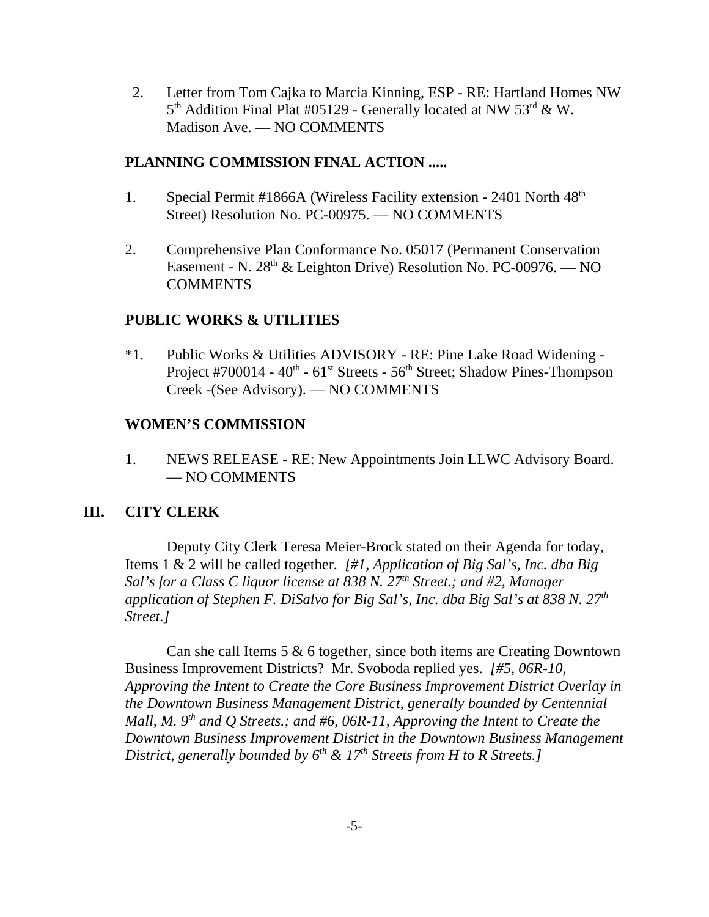2. Letter from Tom Cajka to Marcia Kinning, ESP - RE: Hartland Homes NW 5th Addition Final Plat #05129 - Generally located at NW 53rd & W. Madison Ave. — NO COMMENTS

**PLANNING COMMISSION FINAL ACTION .....**

1. Special Permit #1866A (Wireless Facility extension - 2401 North 48th Street) Resolution No. PC-00975. — NO COMMENTS

2. Comprehensive Plan Conformance No. 05017 (Permanent Conservation Easement - N. 28th & Leighton Drive) Resolution No. PC-00976. — NO COMMENTS

**PUBLIC WORKS & UTILITIES**

*1. Public Works & Utilities ADVISORY - RE: Pine Lake Road Widening - Project #700014 - 40th - 61st Streets - 56th Street; Shadow Pines-Thompson Creek -(See Advisory). — NO COMMENTS

**WOMEN'S COMMISSION**

1. NEWS RELEASE - RE: New Appointments Join LLWC Advisory Board. — NO COMMENTS

## III. CITY CLERK

Deputy City Clerk Teresa Meier-Brock stated on their Agenda for today, Items 1 & 2 will be called together. *[#1, Application of Big Sal's, Inc. dba Big Sal's for a Class C liquor license at 838 N. 27th Street.; and #2, Manager application of Stephen F. DiSalvo for Big Sal's, Inc. dba Big Sal's at 838 N. 27th Street.]*

Can she call Items 5 & 6 together, since both items are Creating Downtown Business Improvement Districts? Mr. Svoboda replied yes. *[#5, 06R-10, Approving the Intent to Create the Core Business Improvement District Overlay in the Downtown Business Management District, generally bounded by Centennial Mall, M. 9th and Q Streets.; and #6, 06R-11, Approving the Intent to Create the Downtown Business Improvement District in the Downtown Business Management District, generally bounded by 6th & 17th Streets from H to R Streets.]*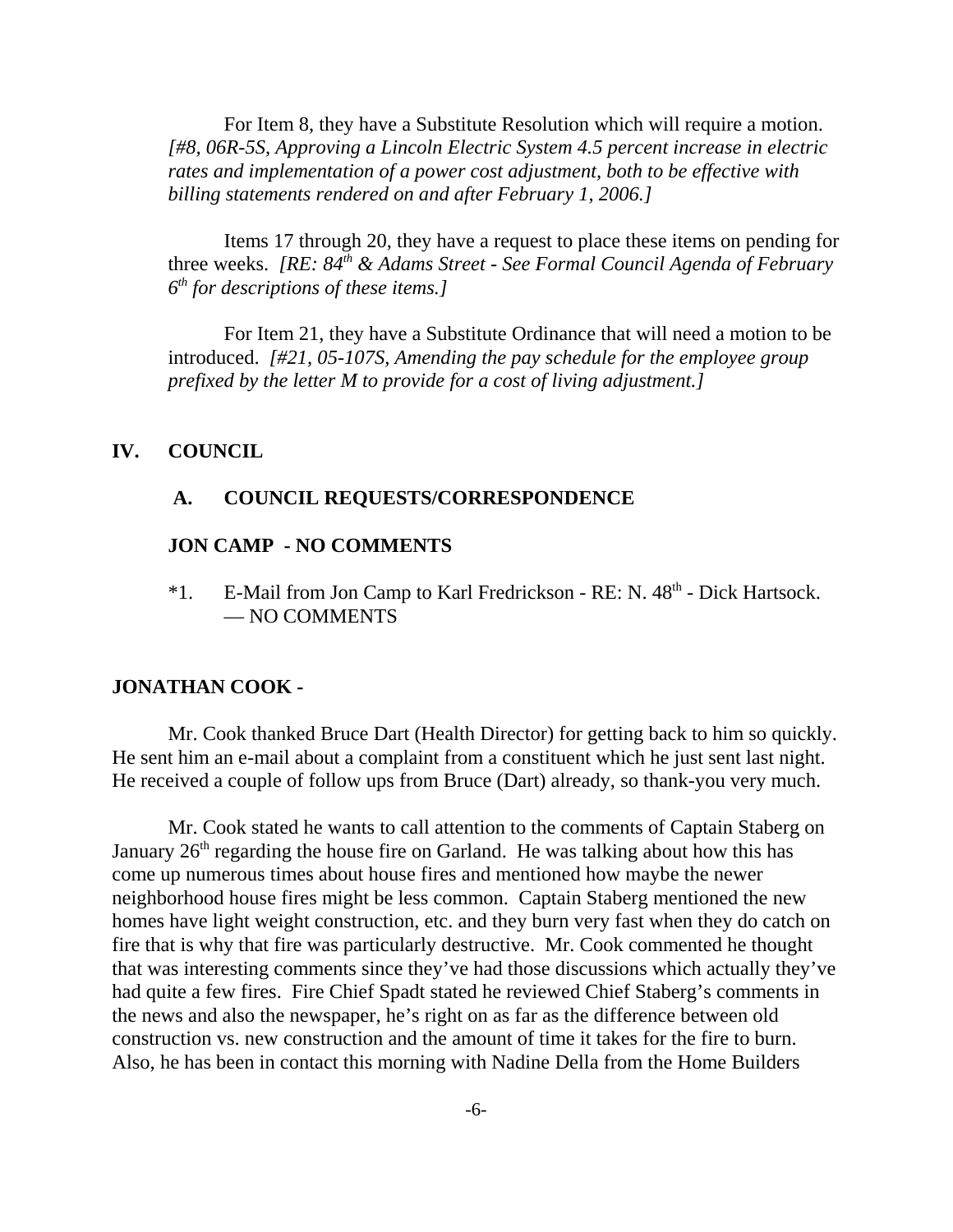For Item 8, they have a Substitute Resolution which will require a motion. *[#8, 06R-5S, Approving a Lincoln Electric System 4.5 percent increase in electric rates and implementation of a power cost adjustment, both to be effective with billing statements rendered on and after February 1, 2006.]*

Items 17 through 20, they have a request to place these items on pending for three weeks. *[RE: 84th & Adams Street - See Formal Council Agenda of February 6th for descriptions of these items.]*

For Item 21, they have a Substitute Ordinance that will need a motion to be introduced. *[#21, 05-107S, Amending the pay schedule for the employee group prefixed by the letter M to provide for a cost of living adjustment.]*

## IV. COUNCIL

### A. COUNCIL REQUESTS/CORRESPONDENCE

**JON CAMP - NO COMMENTS**

*1. E-Mail from Jon Camp to Karl Fredrickson - RE: N. 48th - Dick Hartsock. — NO COMMENTS

**JONATHAN COOK -**

Mr. Cook thanked Bruce Dart (Health Director) for getting back to him so quickly. He sent him an e-mail about a complaint from a constituent which he just sent last night. He received a couple of follow ups from Bruce (Dart) already, so thank-you very much.

Mr. Cook stated he wants to call attention to the comments of Captain Staberg on January 26th regarding the house fire on Garland. He was talking about how this has come up numerous times about house fires and mentioned how maybe the newer neighborhood house fires might be less common. Captain Staberg mentioned the new homes have light weight construction, etc. and they burn very fast when they do catch on fire that is why that fire was particularly destructive. Mr. Cook commented he thought that was interesting comments since they've had those discussions which actually they've had quite a few fires. Fire Chief Spadt stated he reviewed Chief Staberg's comments in the news and also the newspaper, he's right on as far as the difference between old construction vs. new construction and the amount of time it takes for the fire to burn. Also, he has been in contact this morning with Nadine Della from the Home Builders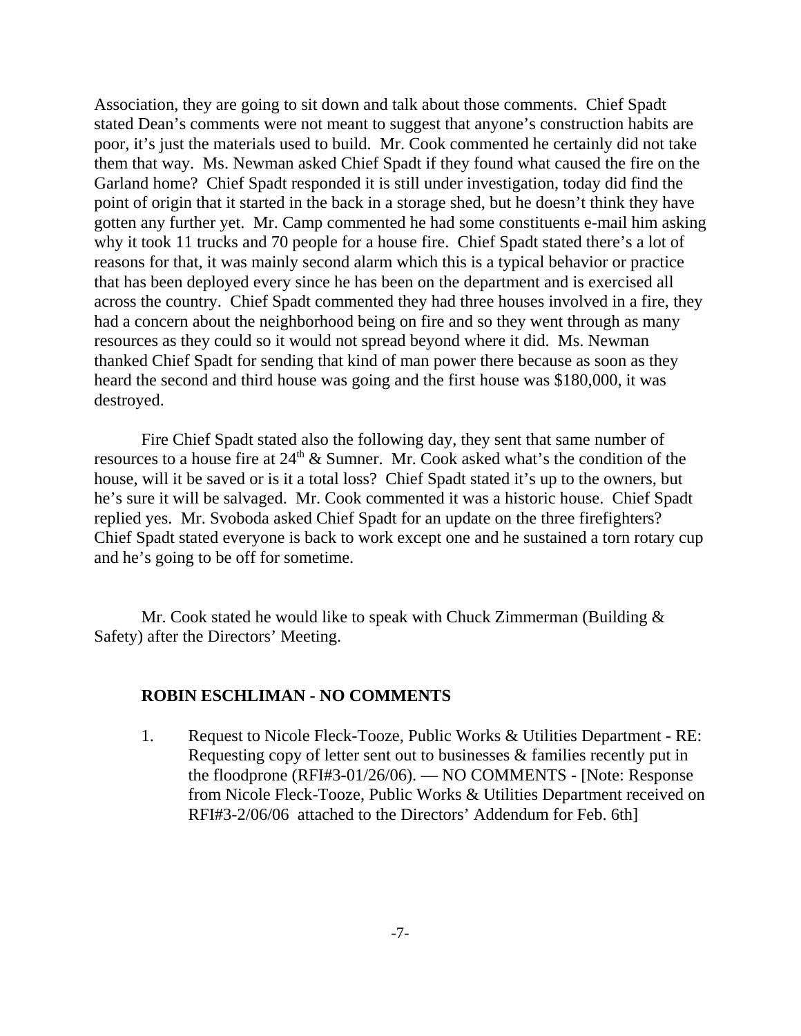Association, they are going to sit down and talk about those comments. Chief Spadt stated Dean's comments were not meant to suggest that anyone's construction habits are poor, it's just the materials used to build. Mr. Cook commented he certainly did not take them that way. Ms. Newman asked Chief Spadt if they found what caused the fire on the Garland home? Chief Spadt responded it is still under investigation, today did find the point of origin that it started in the back in a storage shed, but he doesn't think they have gotten any further yet. Mr. Camp commented he had some constituents e-mail him asking why it took 11 trucks and 70 people for a house fire. Chief Spadt stated there's a lot of reasons for that, it was mainly second alarm which this is a typical behavior or practice that has been deployed every since he has been on the department and is exercised all across the country. Chief Spadt commented they had three houses involved in a fire, they had a concern about the neighborhood being on fire and so they went through as many resources as they could so it would not spread beyond where it did. Ms. Newman thanked Chief Spadt for sending that kind of man power there because as soon as they heard the second and third house was going and the first house was $180,000, it was destroyed.

Fire Chief Spadt stated also the following day, they sent that same number of resources to a house fire at 24th & Sumner. Mr. Cook asked what's the condition of the house, will it be saved or is it a total loss? Chief Spadt stated it's up to the owners, but he's sure it will be salvaged. Mr. Cook commented it was a historic house. Chief Spadt replied yes. Mr. Svoboda asked Chief Spadt for an update on the three firefighters? Chief Spadt stated everyone is back to work except one and he sustained a torn rotary cup and he's going to be off for sometime.

Mr. Cook stated he would like to speak with Chuck Zimmerman (Building & Safety) after the Directors' Meeting.

**ROBIN ESCHLIMAN - NO COMMENTS**

1. Request to Nicole Fleck-Tooze, Public Works & Utilities Department - RE: Requesting copy of letter sent out to businesses & families recently put in the floodprone (RFI#3-01/26/06). — NO COMMENTS - [Note: Response from Nicole Fleck-Tooze, Public Works & Utilities Department received on RFI#3-2/06/06 attached to the Directors' Addendum for Feb. 6th]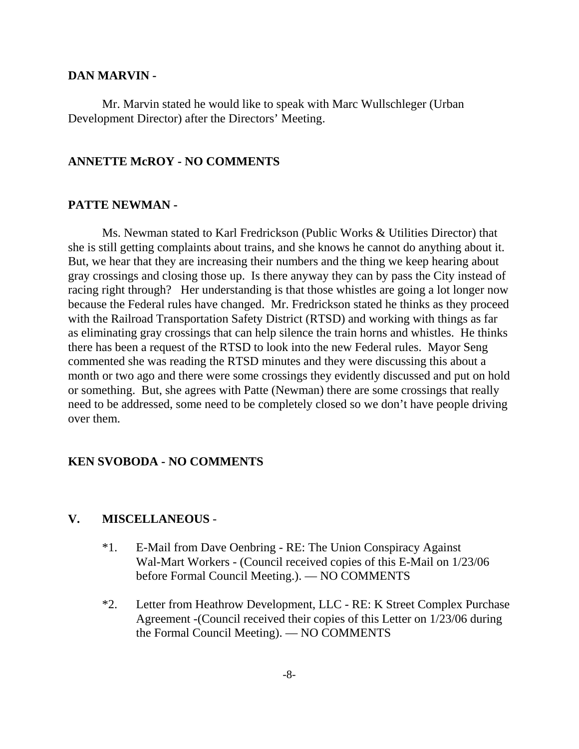**DAN MARVIN -**

Mr. Marvin stated he would like to speak with Marc Wullschleger (Urban Development Director) after the Directors' Meeting.

**ANNETTE McROY - NO COMMENTS**

**PATTE NEWMAN -**

Ms. Newman stated to Karl Fredrickson (Public Works & Utilities Director) that she is still getting complaints about trains, and she knows he cannot do anything about it. But, we hear that they are increasing their numbers and the thing we keep hearing about gray crossings and closing those up. Is there anyway they can by pass the City instead of racing right through? Her understanding is that those whistles are going a lot longer now because the Federal rules have changed. Mr. Fredrickson stated he thinks as they proceed with the Railroad Transportation Safety District (RTSD) and working with things as far as eliminating gray crossings that can help silence the train horns and whistles. He thinks there has been a request of the RTSD to look into the new Federal rules. Mayor Seng commented she was reading the RTSD minutes and they were discussing this about a month or two ago and there were some crossings they evidently discussed and put on hold or something. But, she agrees with Patte (Newman) there are some crossings that really need to be addressed, some need to be completely closed so we don't have people driving over them.

**KEN SVOBODA - NO COMMENTS**

**V. MISCELLANEOUS** -

*1. E-Mail from Dave Oenbring - RE: The Union Conspiracy Against Wal-Mart Workers - (Council received copies of this E-Mail on 1/23/06 before Formal Council Meeting.). — NO COMMENTS

*2. Letter from Heathrow Development, LLC - RE: K Street Complex Purchase Agreement -(Council received their copies of this Letter on 1/23/06 during the Formal Council Meeting). — NO COMMENTS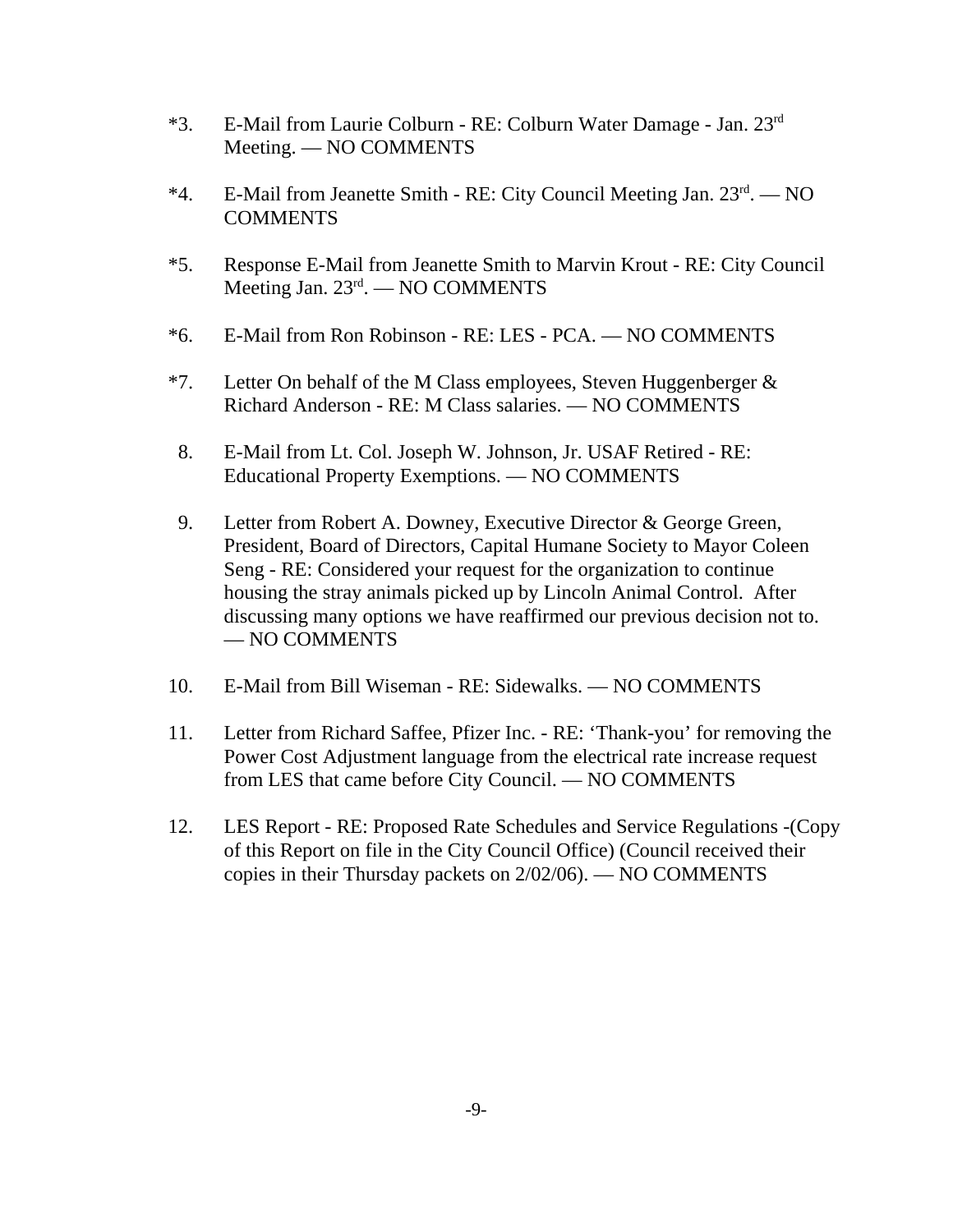*3. E-Mail from Laurie Colburn - RE: Colburn Water Damage - Jan. 23rd Meeting. — NO COMMENTS

*4. E-Mail from Jeanette Smith - RE: City Council Meeting Jan. 23rd. — NO COMMENTS

*5. Response E-Mail from Jeanette Smith to Marvin Krout - RE: City Council Meeting Jan. 23rd. — NO COMMENTS

*6. E-Mail from Ron Robinson - RE: LES - PCA. — NO COMMENTS

*7. Letter On behalf of the M Class employees, Steven Huggenberger & Richard Anderson - RE: M Class salaries. — NO COMMENTS

8. E-Mail from Lt. Col. Joseph W. Johnson, Jr. USAF Retired - RE: Educational Property Exemptions. — NO COMMENTS

9. Letter from Robert A. Downey, Executive Director & George Green, President, Board of Directors, Capital Humane Society to Mayor Coleen Seng - RE: Considered your request for the organization to continue housing the stray animals picked up by Lincoln Animal Control. After discussing many options we have reaffirmed our previous decision not to. — NO COMMENTS

10. E-Mail from Bill Wiseman - RE: Sidewalks. — NO COMMENTS

11. Letter from Richard Saffee, Pfizer Inc. - RE: 'Thank-you' for removing the Power Cost Adjustment language from the electrical rate increase request from LES that came before City Council. — NO COMMENTS

12. LES Report - RE: Proposed Rate Schedules and Service Regulations -(Copy of this Report on file in the City Council Office) (Council received their copies in their Thursday packets on 2/02/06). — NO COMMENTS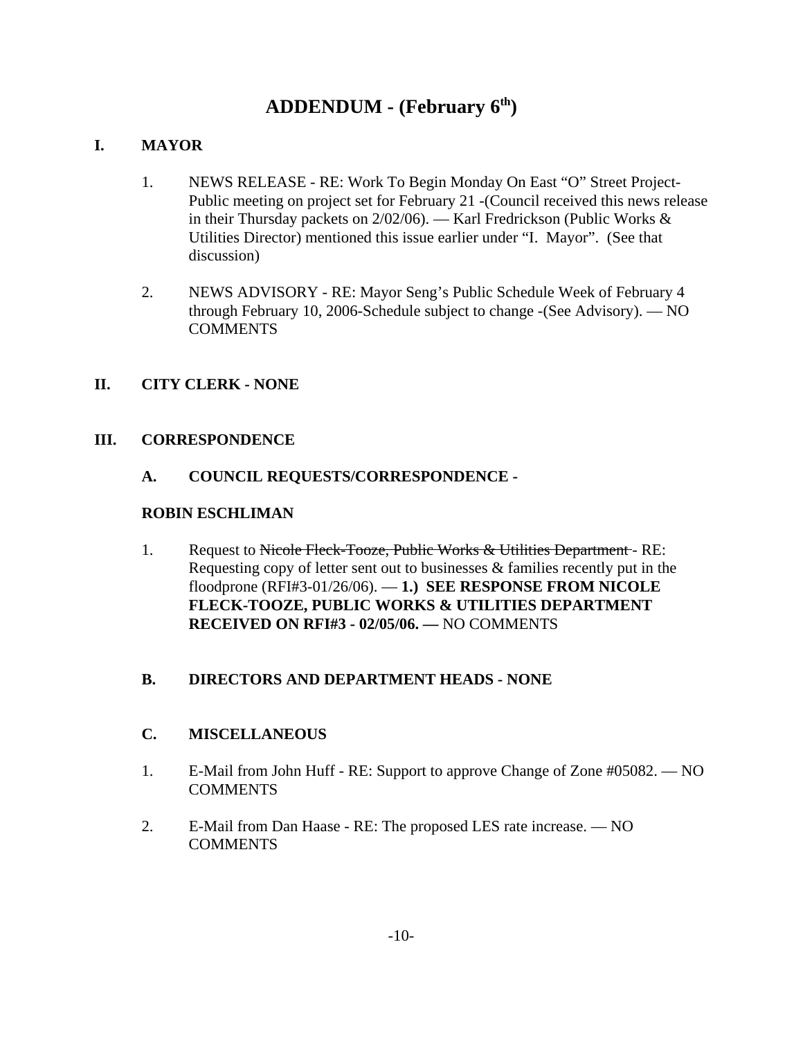# ADDENDUM - (February 6th)

## I. MAYOR

1. NEWS RELEASE - RE: Work To Begin Monday On East "O" Street Project-Public meeting on project set for February 21 -(Council received this news release in their Thursday packets on 2/02/06). — Karl Fredrickson (Public Works & Utilities Director) mentioned this issue earlier under "I. Mayor". (See that discussion)

2. NEWS ADVISORY - RE: Mayor Seng's Public Schedule Week of February 4 through February 10, 2006-Schedule subject to change -(See Advisory). — NO COMMENTS

## II. CITY CLERK - NONE

## III. CORRESPONDENCE

### A. COUNCIL REQUESTS/CORRESPONDENCE -

**ROBIN ESCHLIMAN**

1. Request to ~~Nicole Fleck-Tooze, Public Works & Utilities Department~~ - RE: Requesting copy of letter sent out to businesses & families recently put in the floodprone (RFI#3-01/26/06). — **1.) SEE RESPONSE FROM NICOLE FLECK-TOOZE, PUBLIC WORKS & UTILITIES DEPARTMENT RECEIVED ON RFI#3 - 02/05/06. —** NO COMMENTS

### B. DIRECTORS AND DEPARTMENT HEADS - NONE

### C. MISCELLANEOUS

1. E-Mail from John Huff - RE: Support to approve Change of Zone #05082. — NO COMMENTS

2. E-Mail from Dan Haase - RE: The proposed LES rate increase. — NO COMMENTS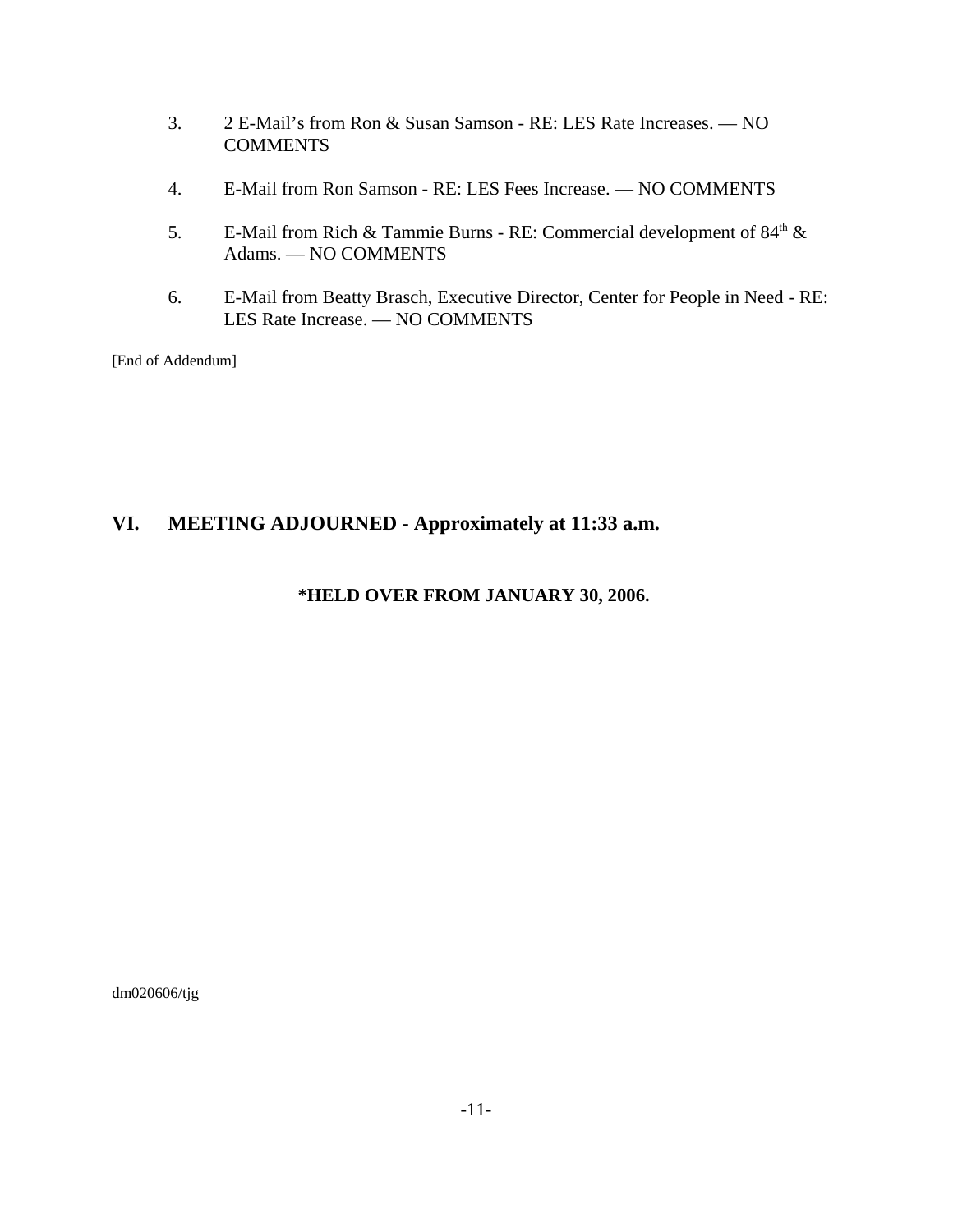3. 2 E-Mail's from Ron & Susan Samson - RE: LES Rate Increases. — NO COMMENTS

4. E-Mail from Ron Samson - RE: LES Fees Increase. — NO COMMENTS

5. E-Mail from Rich & Tammie Burns - RE: Commercial development of 84th & Adams. — NO COMMENTS

6. E-Mail from Beatty Brasch, Executive Director, Center for People in Need - RE: LES Rate Increase. — NO COMMENTS

[End of Addendum]

## VI. MEETING ADJOURNED - Approximately at 11:33 a.m.

**\*HELD OVER FROM JANUARY 30, 2006.**

dm020606/tjg